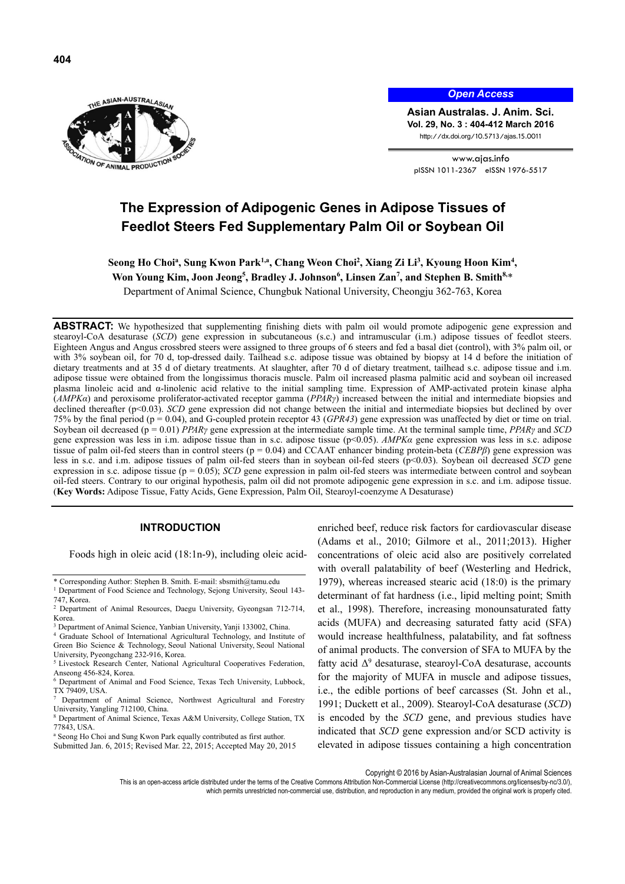# The Expression of Adipogenic Genes in Adipose Tissues of Feedlot Steers Fed Supplementary Palm Oil or Soybean Oil

**Seong Ho Choi[a], Sung Kwon Park[1,a], Chang Weon Choi[2], Xiang Zi Li[3], Kyoung Hoon Kim[4], Won Young Kim, Joon Jeong[5], Bradley J. Johnson[6], Linsen Zan[7], and Stephen B. Smith[8,]***

Department of Animal Science, Chungbuk National University, Cheongju 362-763, Korea

**ABSTRACT:** We hypothesized that supplementing finishing diets with palm oil would promote adipogenic gene expression and stearoyl-CoA desaturase (*SCD*) gene expression in subcutaneous (s.c.) and intramuscular (i.m.) adipose tissues of feedlot steers. Eighteen Angus and Angus crossbred steers were assigned to three groups of 6 steers and fed a basal diet (control), with 3% palm oil, or with 3% soybean oil, for 70 d, top-dressed daily. Tailhead s.c. adipose tissue was obtained by biopsy at 14 d before the initiation of dietary treatments and at 35 d of dietary treatments. At slaughter, after 70 d of dietary treatment, tailhead s.c. adipose tissue and i.m. adipose tissue were obtained from the longissimus thoracis muscle. Palm oil increased plasma palmitic acid and soybean oil increased plasma linoleic acid and α-linolenic acid relative to the initial sampling time. Expression of AMP-activated protein kinase alpha (*AMPKα*) and peroxisome proliferator-activated receptor gamma (*PPARγ*) increased between the initial and intermediate biopsies and declined thereafter ($p<0.03$). *SCD* gene expression did not change between the initial and intermediate biopsies but declined by over 75% by the final period ($p = 0.04$), and G-coupled protein receptor 43 (*GPR43*) gene expression was unaffected by diet or time on trial. Soybean oil decreased ($p = 0.01$) *PPARγ* gene expression at the intermediate sample time. At the terminal sample time, *PPARγ* and *SCD* gene expression was less in i.m. adipose tissue than in s.c. adipose tissue ($p<0.05$). *AMPKα* gene expression was less in s.c. adipose tissue of palm oil-fed steers than in control steers ($p = 0.04$) and CCAAT enhancer binding protein-beta (*CEBPβ*) gene expression was less in s.c. and i.m. adipose tissues of palm oil-fed steers than in soybean oil-fed steers ($p<0.03$). Soybean oil decreased *SCD* gene expression in s.c. adipose tissue ($p = 0.05$); *SCD* gene expression in palm oil-fed steers was intermediate between control and soybean oil-fed steers. Contrary to our original hypothesis, palm oil did not promote adipogenic gene expression in s.c. and i.m. adipose tissue. (**Key Words:** Adipose Tissue, Fatty Acids, Gene Expression, Palm Oil, Stearoyl-coenzyme A Desaturase)

## INTRODUCTION

Foods high in oleic acid (18:1n-9), including oleic acid-enriched beef, reduce risk factors for cardiovascular disease (Adams et al., 2010; Gilmore et al., 2011;2013). Higher concentrations of oleic acid also are positively correlated with overall palatability of beef (Westerling and Hedrick, 1979), whereas increased stearic acid (18:0) is the primary determinant of fat hardness (i.e., lipid melting point; Smith et al., 1998). Therefore, increasing monounsaturated fatty acids (MUFA) and decreasing saturated fatty acid (SFA) would increase healthfulness, palatability, and fat softness of animal products. The conversion of SFA to MUFA by the fatty acid $\Delta^9$ desaturase, stearoyl-CoA desaturase, accounts for the majority of MUFA in muscle and adipose tissues, i.e., the edible portions of beef carcasses (St. John et al., 1991; Duckett et al., 2009). Stearoyl-CoA desaturase (*SCD*) is encoded by the *SCD* gene, and previous studies have indicated that *SCD* gene expression and/or SCD activity is elevated in adipose tissues containing a high concentration

\* Corresponding Author: Stephen B. Smith. E-mail: sbsmith@tamu.edu
[1] Department of Food Science and Technology, Sejong University, Seoul 143-747, Korea.
[2] Department of Animal Resources, Daegu University, Gyeongsan 712-714, Korea.
[3] Department of Animal Science, Yanbian University, Yanji 133002, China.
[4] Graduate School of International Agricultural Technology, and Institute of Green Bio Science & Technology, Seoul National University, Pyeongchang 232-916, Korea.
[5] Livestock Research Center, National Agricultural Cooperatives Federation, Anseong 456-824, Korea.
[6] Department of Animal and Food Science, Texas Tech University, Lubbock, TX 79409, USA.
[7] Department of Animal Science, Northwest Agricultural and Forestry University, Yangling 712100, China.
[8] Department of Animal Science, Texas A&M University, College Station, TX 77843, USA.
[a] Seong Ho Choi and Sung Kwon Park equally contributed as first author.
Submitted Jan. 6, 2015; Revised Mar. 22, 2015; Accepted May 20, 2015

Copyright © 2016 by Asian-Australasian Journal of Animal Sciences
This is an open-access article distributed under the terms of the Creative Commons Attribution Non-Commercial License (http://creativecommons.org/licenses/by-nc/3.0/), which permits unrestricted non-commercial use, distribution, and reproduction in any medium, provided the original work is properly cited.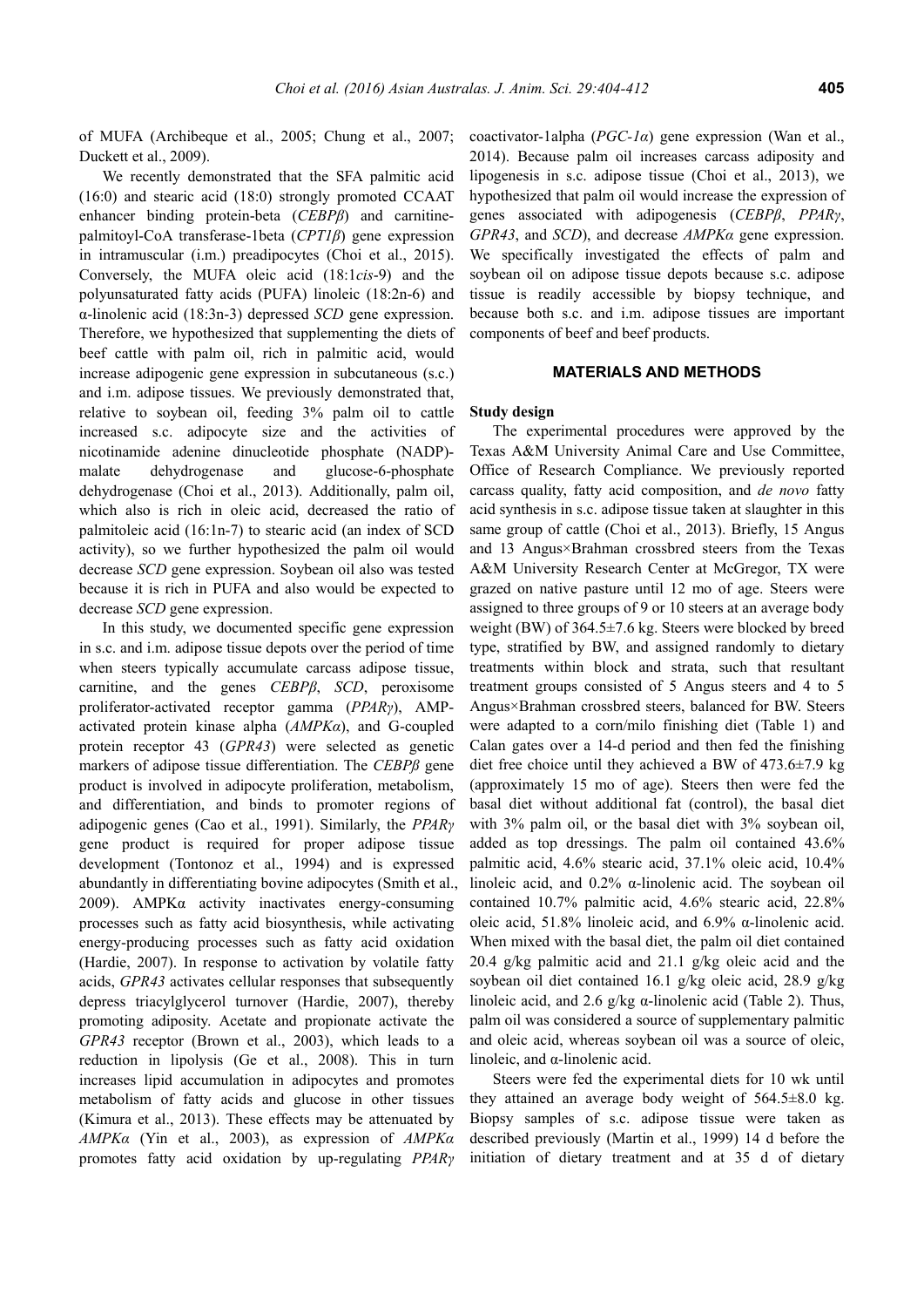of MUFA (Archibeque et al., 2005; Chung et al., 2007; Duckett et al., 2009).

We recently demonstrated that the SFA palmitic acid (16:0) and stearic acid (18:0) strongly promoted CCAAT enhancer binding protein-beta (*CEBPβ*) and carnitine-palmitoyl-CoA transferase-1beta (*CPT1β*) gene expression in intramuscular (i.m.) preadipocytes (Choi et al., 2015). Conversely, the MUFA oleic acid (18:1*cis*-9) and the polyunsaturated fatty acids (PUFA) linoleic (18:2n-6) and α-linolenic acid (18:3n-3) depressed *SCD* gene expression. Therefore, we hypothesized that supplementing the diets of beef cattle with palm oil, rich in palmitic acid, would increase adipogenic gene expression in subcutaneous (s.c.) and i.m. adipose tissues. We previously demonstrated that, relative to soybean oil, feeding 3% palm oil to cattle increased s.c. adipocyte size and the activities of nicotinamide adenine dinucleotide phosphate (NADP)-malate dehydrogenase and glucose-6-phosphate dehydrogenase (Choi et al., 2013). Additionally, palm oil, which also is rich in oleic acid, decreased the ratio of palmitoleic acid (16:1n-7) to stearic acid (an index of SCD activity), so we further hypothesized the palm oil would decrease *SCD* gene expression. Soybean oil also was tested because it is rich in PUFA and also would be expected to decrease *SCD* gene expression.

In this study, we documented specific gene expression in s.c. and i.m. adipose tissue depots over the period of time when steers typically accumulate carcass adipose tissue, carnitine, and the genes *CEBPβ*, *SCD*, peroxisome proliferator-activated receptor gamma (*PPARγ*), AMP-activated protein kinase alpha (*AMPKα*), and G-coupled protein receptor 43 (*GPR43*) were selected as genetic markers of adipose tissue differentiation. The *CEBPβ* gene product is involved in adipocyte proliferation, metabolism, and differentiation, and binds to promoter regions of adipogenic genes (Cao et al., 1991). Similarly, the *PPARγ* gene product is required for proper adipose tissue development (Tontonoz et al., 1994) and is expressed abundantly in differentiating bovine adipocytes (Smith et al., 2009). AMPKα activity inactivates energy-consuming processes such as fatty acid biosynthesis, while activating energy-producing processes such as fatty acid oxidation (Hardie, 2007). In response to activation by volatile fatty acids, *GPR43* activates cellular responses that subsequently depress triacylglycerol turnover (Hardie, 2007), thereby promoting adiposity. Acetate and propionate activate the *GPR43* receptor (Brown et al., 2003), which leads to a reduction in lipolysis (Ge et al., 2008). This in turn increases lipid accumulation in adipocytes and promotes metabolism of fatty acids and glucose in other tissues (Kimura et al., 2013). These effects may be attenuated by *AMPKα* (Yin et al., 2003), as expression of *AMPKα* promotes fatty acid oxidation by up-regulating *PPARγ* coactivator-1alpha (*PGC-1α*) gene expression (Wan et al., 2014). Because palm oil increases carcass adiposity and lipogenesis in s.c. adipose tissue (Choi et al., 2013), we hypothesized that palm oil would increase the expression of genes associated with adipogenesis (*CEBPβ*, *PPARγ*, *GPR43*, and *SCD*), and decrease *AMPKα* gene expression. We specifically investigated the effects of palm and soybean oil on adipose tissue depots because s.c. adipose tissue is readily accessible by biopsy technique, and because both s.c. and i.m. adipose tissues are important components of beef and beef products.

## MATERIALS AND METHODS

### Study design

The experimental procedures were approved by the Texas A&M University Animal Care and Use Committee, Office of Research Compliance. We previously reported carcass quality, fatty acid composition, and *de novo* fatty acid synthesis in s.c. adipose tissue taken at slaughter in this same group of cattle (Choi et al., 2013). Briefly, 15 Angus and 13 Angus×Brahman crossbred steers from the Texas A&M University Research Center at McGregor, TX were grazed on native pasture until 12 mo of age. Steers were assigned to three groups of 9 or 10 steers at an average body weight (BW) of 364.5±7.6 kg. Steers were blocked by breed type, stratified by BW, and assigned randomly to dietary treatments within block and strata, such that resultant treatment groups consisted of 5 Angus steers and 4 to 5 Angus×Brahman crossbred steers, balanced for BW. Steers were adapted to a corn/milo finishing diet (Table 1) and Calan gates over a 14-d period and then fed the finishing diet free choice until they achieved a BW of 473.6±7.9 kg (approximately 15 mo of age). Steers then were fed the basal diet without additional fat (control), the basal diet with 3% palm oil, or the basal diet with 3% soybean oil, added as top dressings. The palm oil contained 43.6% palmitic acid, 4.6% stearic acid, 37.1% oleic acid, 10.4% linoleic acid, and 0.2% α-linolenic acid. The soybean oil contained 10.7% palmitic acid, 4.6% stearic acid, 22.8% oleic acid, 51.8% linoleic acid, and 6.9% α-linolenic acid. When mixed with the basal diet, the palm oil diet contained 20.4 g/kg palmitic acid and 21.1 g/kg oleic acid and the soybean oil diet contained 16.1 g/kg oleic acid, 28.9 g/kg linoleic acid, and 2.6 g/kg α-linolenic acid (Table 2). Thus, palm oil was considered a source of supplementary palmitic and oleic acid, whereas soybean oil was a source of oleic, linoleic, and α-linolenic acid.

Steers were fed the experimental diets for 10 wk until they attained an average body weight of 564.5±8.0 kg. Biopsy samples of s.c. adipose tissue were taken as described previously (Martin et al., 1999) 14 d before the initiation of dietary treatment and at 35 d of dietary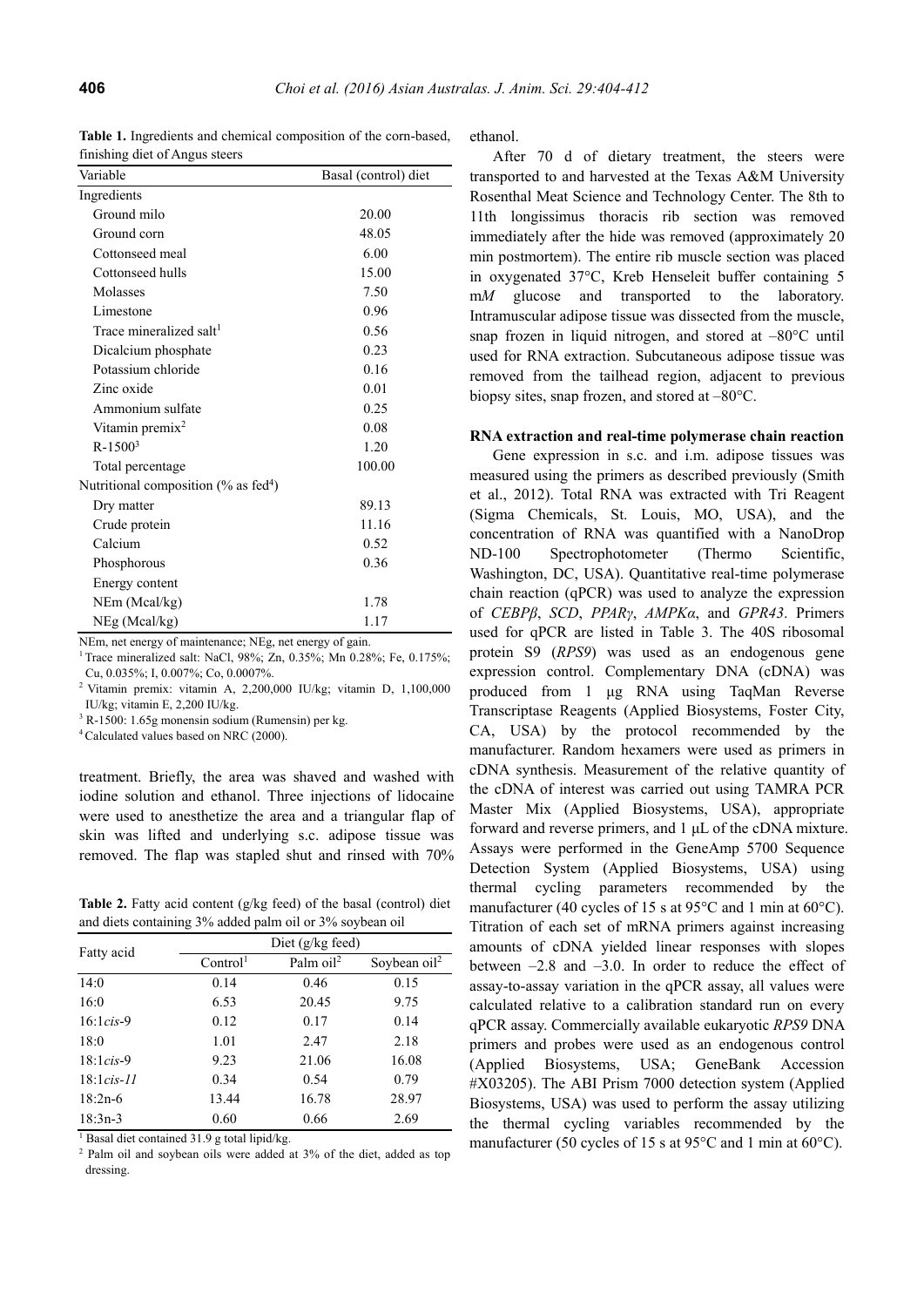**Table 1.** Ingredients and chemical composition of the corn-based, finishing diet of Angus steers

| Variable | Basal (control) diet |
|---|---|
| Ingredients | |
| Ground milo | 20.00 |
| Ground corn | 48.05 |
| Cottonseed meal | 6.00 |
| Cottonseed hulls | 15.00 |
| Molasses | 7.50 |
| Limestone | 0.96 |
| Trace mineralized salt[1] | 0.56 |
| Dicalcium phosphate | 0.23 |
| Potassium chloride | 0.16 |
| Zinc oxide | 0.01 |
| Ammonium sulfate | 0.25 |
| Vitamin premix[2] | 0.08 |
| R-1500[3] | 1.20 |
| Total percentage | 100.00 |
| Nutritional composition (% as fed[4]) | |
| Dry matter | 89.13 |
| Crude protein | 11.16 |
| Calcium | 0.52 |
| Phosphorous | 0.36 |
| Energy content | |
| NEm (Mcal/kg) | 1.78 |
| NEg (Mcal/kg) | 1.17 |

NEm, net energy of maintenance; NEg, net energy of gain.
[1] Trace mineralized salt: NaCl, 98%; Zn, 0.35%; Mn 0.28%; Fe, 0.175%; Cu, 0.035%; I, 0.007%; Co, 0.0007%.
[2] Vitamin premix: vitamin A, 2,200,000 IU/kg; vitamin D, 1,100,000 IU/kg; vitamin E, 2,200 IU/kg.
[3] R-1500: 1.65g monensin sodium (Rumensin) per kg.
[4] Calculated values based on NRC (2000).

treatment. Briefly, the area was shaved and washed with iodine solution and ethanol. Three injections of lidocaine were used to anesthetize the area and a triangular flap of skin was lifted and underlying s.c. adipose tissue was removed. The flap was stapled shut and rinsed with 70% ethanol.

**Table 2.** Fatty acid content (g/kg feed) of the basal (control) diet and diets containing 3% added palm oil or 3% soybean oil

| Fatty acid | Diet (g/kg feed) | | |
|---|---|---|---|
| | Control[1] | Palm oil[2] | Soybean oil[2] |
| 14:0 | 0.14 | 0.46 | 0.15 |
| 16:0 | 6.53 | 20.45 | 9.75 |
| 16:1*cis*-9 | 0.12 | 0.17 | 0.14 |
| 18:0 | 1.01 | 2.47 | 2.18 |
| 18:1*cis*-9 | 9.23 | 21.06 | 16.08 |
| 18:1*cis*-*11* | 0.34 | 0.54 | 0.79 |
| 18:2n-6 | 13.44 | 16.78 | 28.97 |
| 18:3n-3 | 0.60 | 0.66 | 2.69 |

[1] Basal diet contained 31.9 g total lipid/kg.
[2] Palm oil and soybean oils were added at 3% of the diet, added as top dressing.

After 70 d of dietary treatment, the steers were transported to and harvested at the Texas A&M University Rosenthal Meat Science and Technology Center. The 8th to 11th longissimus thoracis rib section was removed immediately after the hide was removed (approximately 20 min postmortem). The entire rib muscle section was placed in oxygenated 37°C, Kreb Henseleit buffer containing 5 m*M* glucose and transported to the laboratory. Intramuscular adipose tissue was dissected from the muscle, snap frozen in liquid nitrogen, and stored at –80°C until used for RNA extraction. Subcutaneous adipose tissue was removed from the tailhead region, adjacent to previous biopsy sites, snap frozen, and stored at –80°C.

### RNA extraction and real-time polymerase chain reaction

Gene expression in s.c. and i.m. adipose tissues was measured using the primers as described previously (Smith et al., 2012). Total RNA was extracted with Tri Reagent (Sigma Chemicals, St. Louis, MO, USA), and the concentration of RNA was quantified with a NanoDrop ND-100 Spectrophotometer (Thermo Scientific, Washington, DC, USA). Quantitative real-time polymerase chain reaction (qPCR) was used to analyze the expression of *CEBPβ*, *SCD*, *PPARγ*, *AMPKα*, and *GPR43*. Primers used for qPCR are listed in Table 3. The 40S ribosomal protein S9 (*RPS9*) was used as an endogenous gene expression control. Complementary DNA (cDNA) was produced from 1 μg RNA using TaqMan Reverse Transcriptase Reagents (Applied Biosystems, Foster City, CA, USA) by the protocol recommended by the manufacturer. Random hexamers were used as primers in cDNA synthesis. Measurement of the relative quantity of the cDNA of interest was carried out using TAMRA PCR Master Mix (Applied Biosystems, USA), appropriate forward and reverse primers, and 1 μL of the cDNA mixture. Assays were performed in the GeneAmp 5700 Sequence Detection System (Applied Biosystems, USA) using thermal cycling parameters recommended by the manufacturer (40 cycles of 15 s at 95°C and 1 min at 60°C). Titration of each set of mRNA primers against increasing amounts of cDNA yielded linear responses with slopes between –2.8 and –3.0. In order to reduce the effect of assay-to-assay variation in the qPCR assay, all values were calculated relative to a calibration standard run on every qPCR assay. Commercially available eukaryotic *RPS9* DNA primers and probes were used as an endogenous control (Applied Biosystems, USA; GeneBank Accession #X03205). The ABI Prism 7000 detection system (Applied Biosystems, USA) was used to perform the assay utilizing the thermal cycling variables recommended by the manufacturer (50 cycles of 15 s at 95°C and 1 min at 60°C).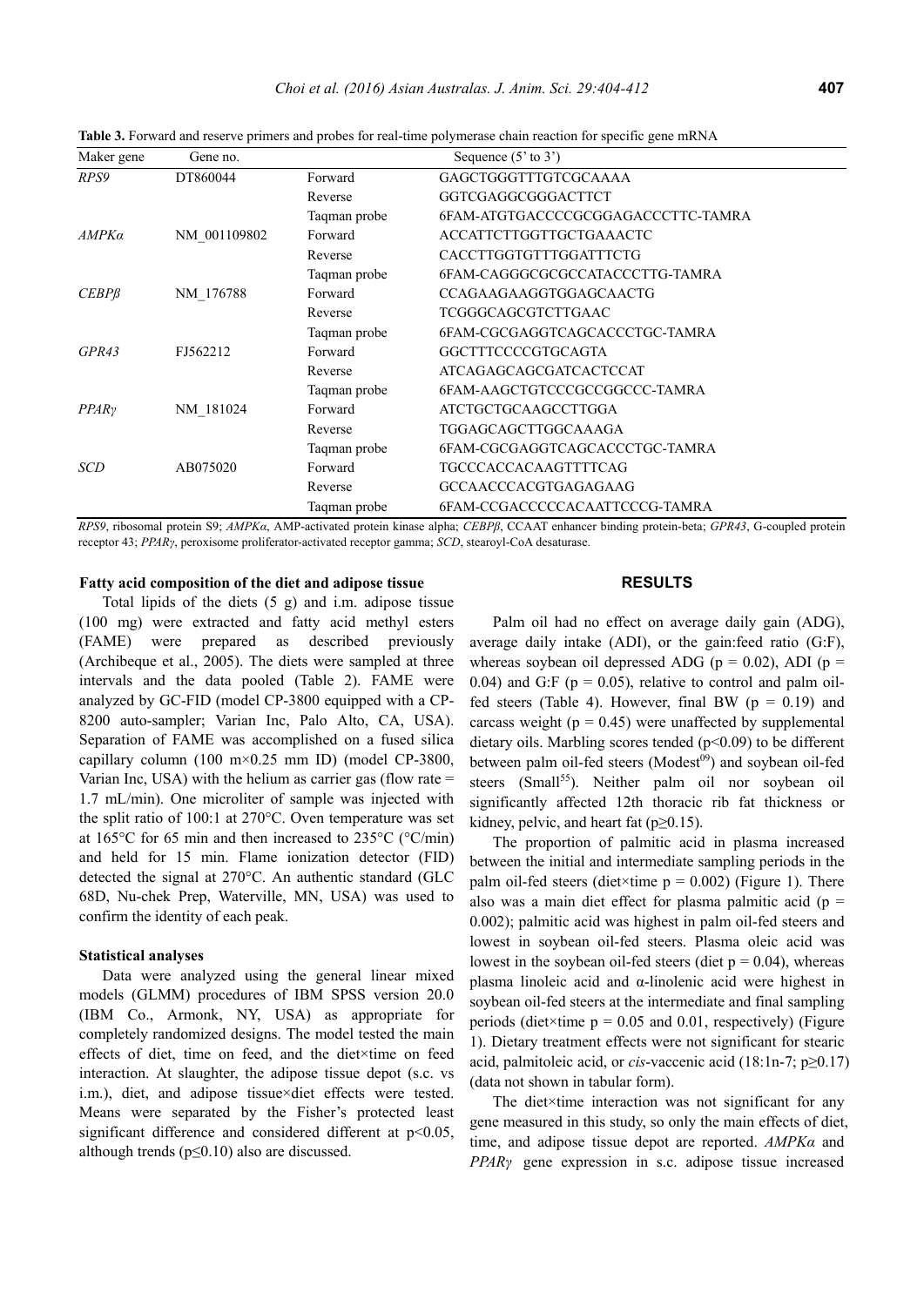**Table 3.** Forward and reserve primers and probes for real-time polymerase chain reaction for specific gene mRNA

| Maker gene | Gene no. | | Sequence (5' to 3') |
|---|---|---|---|
| *RPS9* | DT860044 | Forward | GAGCTGGGTTTGTCGCAAAA |
| | | Reverse | GGTCGAGGCGGGACTTCT |
| | | Taqman probe | 6FAM-ATGTGACCCCGCGGAGACCCTTC-TAMRA |
| *AMPKα* | NM_001109802 | Forward | ACCATTCTTGGTTGCTGAAACTC |
| | | Reverse | CACCTTGGTGTTTGGATTTCTG |
| | | Taqman probe | 6FAM-CAGGGCGCGCCATACCCTTG-TAMRA |
| *CEBPβ* | NM_176788 | Forward | CCAGAAGAAGGTGGAGCAACTG |
| | | Reverse | TCGGGCAGCGTCTTGAAC |
| | | Taqman probe | 6FAM-CGCGAGGTCAGCACCCTGC-TAMRA |
| *GPR43* | FJ562212 | Forward | GGCTTTCCCCGTGCAGTA |
| | | Reverse | ATCAGAGCAGCGATCACTCCAT |
| | | Taqman probe | 6FAM-AAGCTGTCCCGCCGGCCC-TAMRA |
| *PPARγ* | NM_181024 | Forward | ATCTGCTGCAAGCCTTGGA |
| | | Reverse | TGGAGCAGCTTGGCAAAGA |
| | | Taqman probe | 6FAM-CGCGAGGTCAGCACCCTGC-TAMRA |
| *SCD* | AB075020 | Forward | TGCCCACCACAAGTTTTCAG |
| | | Reverse | GCCAACCCACGTGAGAGAAG |
| | | Taqman probe | 6FAM-CCGACCCCCACAATTCCCG-TAMRA |

*RPS9*, ribosomal protein S9; *AMPKα*, AMP-activated protein kinase alpha; *CEBPβ*, CCAAT enhancer binding protein-beta; *GPR43*, G-coupled protein receptor 43; *PPARγ*, peroxisome proliferator-activated receptor gamma; *SCD*, stearoyl-CoA desaturase.

### Fatty acid composition of the diet and adipose tissue

Total lipids of the diets (5 g) and i.m. adipose tissue (100 mg) were extracted and fatty acid methyl esters (FAME) were prepared as described previously (Archibeque et al., 2005). The diets were sampled at three intervals and the data pooled (Table 2). FAME were analyzed by GC-FID (model CP-3800 equipped with a CP-8200 auto-sampler; Varian Inc, Palo Alto, CA, USA). Separation of FAME was accomplished on a fused silica capillary column (100 m×0.25 mm ID) (model CP-3800, Varian Inc, USA) with the helium as carrier gas (flow rate = 1.7 mL/min). One microliter of sample was injected with the split ratio of 100:1 at 270°C. Oven temperature was set at 165°C for 65 min and then increased to 235°C (°C/min) and held for 15 min. Flame ionization detector (FID) detected the signal at 270°C. An authentic standard (GLC 68D, Nu-chek Prep, Waterville, MN, USA) was used to confirm the identity of each peak.

### Statistical analyses

Data were analyzed using the general linear mixed models (GLMM) procedures of IBM SPSS version 20.0 (IBM Co., Armonk, NY, USA) as appropriate for completely randomized designs. The model tested the main effects of diet, time on feed, and the diet×time on feed interaction. At slaughter, the adipose tissue depot (s.c. vs i.m.), diet, and adipose tissue×diet effects were tested. Means were separated by the Fisher's protected least significant difference and considered different at $p<0.05$, although trends ($p\leq0.10$) also are discussed.

## RESULTS

Palm oil had no effect on average daily gain (ADG), average daily intake (ADI), or the gain:feed ratio (G:F), whereas soybean oil depressed ADG ($p = 0.02$), ADI ($p = 0.04$) and G:F ($p = 0.05$), relative to control and palm oil-fed steers (Table 4). However, final BW ($p = 0.19$) and carcass weight ($p = 0.45$) were unaffected by supplemental dietary oils. Marbling scores tended ($p<0.09$) to be different between palm oil-fed steers (Modest[09]) and soybean oil-fed steers (Small[55]). Neither palm oil nor soybean oil significantly affected 12th thoracic rib fat thickness or kidney, pelvic, and heart fat ($p\geq0.15$).

The proportion of palmitic acid in plasma increased between the initial and intermediate sampling periods in the palm oil-fed steers (diet×time $p = 0.002$) (Figure 1). There also was a main diet effect for plasma palmitic acid ($p = 0.002$); palmitic acid was highest in palm oil-fed steers and lowest in soybean oil-fed steers. Plasma oleic acid was lowest in the soybean oil-fed steers (diet $p = 0.04$), whereas plasma linoleic acid and α-linolenic acid were highest in soybean oil-fed steers at the intermediate and final sampling periods (diet×time $p = 0.05$ and 0.01, respectively) (Figure 1). Dietary treatment effects were not significant for stearic acid, palmitoleic acid, or *cis*-vaccenic acid (18:1n-7; $p\geq0.17$) (data not shown in tabular form).

The diet×time interaction was not significant for any gene measured in this study, so only the main effects of diet, time, and adipose tissue depot are reported. *AMPKα* and *PPARγ* gene expression in s.c. adipose tissue increased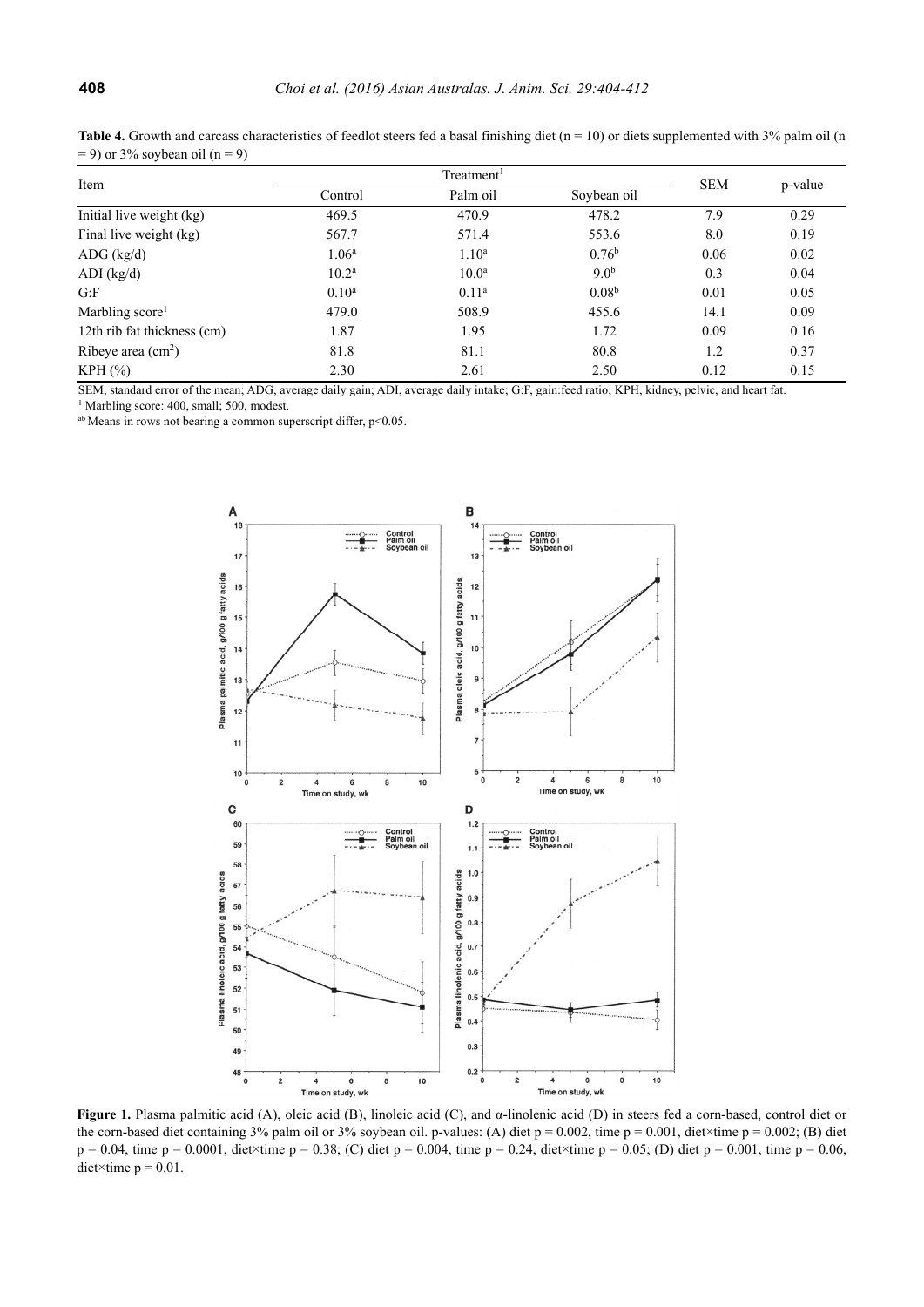**Table 4.** Growth and carcass characteristics of feedlot steers fed a basal finishing diet (n = 10) or diets supplemented with 3% palm oil (n = 9) or 3% soybean oil (n = 9)

| Item | Treatment[1] | | | SEM | p-value |
|---|---|---|---|---|---|
| | Control | Palm oil | Soybean oil | | |
| Initial live weight (kg) | 469.5 | 470.9 | 478.2 | 7.9 | 0.29 |
| Final live weight (kg) | 567.7 | 571.4 | 553.6 | 8.0 | 0.19 |
| ADG (kg/d) | 1.06[a] | 1.10[a] | 0.76[b] | 0.06 | 0.02 |
| ADI (kg/d) | 10.2[a] | 10.0[a] | 9.0[b] | 0.3 | 0.04 |
| G:F | 0.10[a] | 0.11[a] | 0.08[b] | 0.01 | 0.05 |
| Marbling score[1] | 479.0 | 508.9 | 455.6 | 14.1 | 0.09 |
| 12th rib fat thickness (cm) | 1.87 | 1.95 | 1.72 | 0.09 | 0.16 |
| Ribeye area ($cm^2$) | 81.8 | 81.1 | 80.8 | 1.2 | 0.37 |
| KPH (%) | 2.30 | 2.61 | 2.50 | 0.12 | 0.15 |

SEM, standard error of the mean; ADG, average daily gain; ADI, average daily intake; G:F, gain:feed ratio; KPH, kidney, pelvic, and heart fat.
[1] Marbling score: 400, small; 500, modest.
[ab] Means in rows not bearing a common superscript differ, $p<0.05$.

**Figure 1.** Plasma palmitic acid (A), oleic acid (B), linoleic acid (C), and α-linolenic acid (D) in steers fed a corn-based, control diet or the corn-based diet containing 3% palm oil or 3% soybean oil. p-values: (A) diet p = 0.002, time p = 0.001, diet×time p = 0.002; (B) diet p = 0.04, time p = 0.0001, diet×time p = 0.38; (C) diet p = 0.004, time p = 0.24, diet×time p = 0.05; (D) diet p = 0.001, time p = 0.06, diet×time p = 0.01.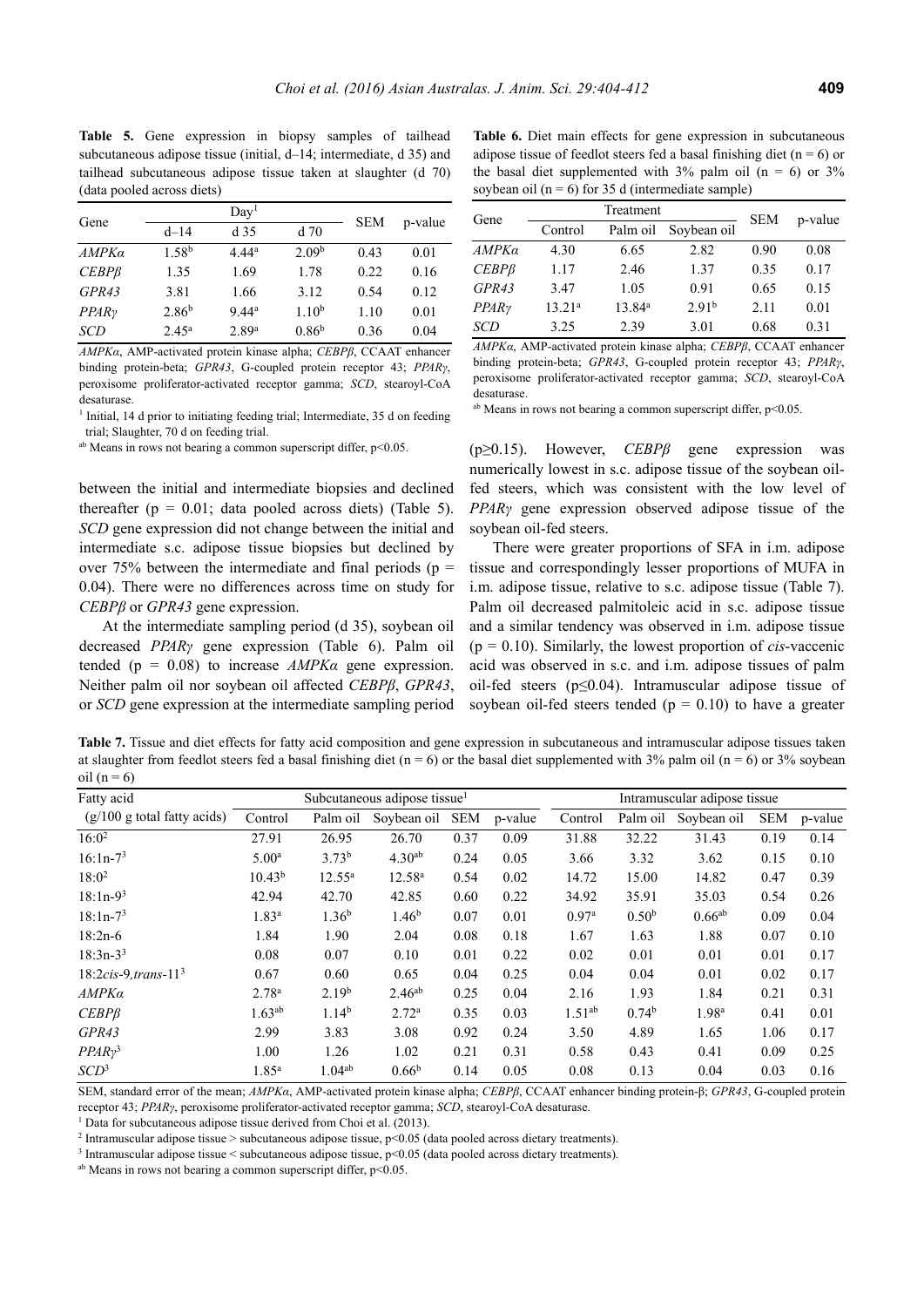**Table 5.** Gene expression in biopsy samples of tailhead subcutaneous adipose tissue (initial, d–14; intermediate, d 35) and tailhead subcutaneous adipose tissue taken at slaughter (d 70) (data pooled across diets)

| Gene | Day[1] | | | SEM | p-value |
|---|---|---|---|---|---|
| | d–14 | d 35 | d 70 | | |
| *AMPKα* | 1.58[b] | 4.44[a] | 2.09[b] | 0.43 | 0.01 |
| *CEBPβ* | 1.35 | 1.69 | 1.78 | 0.22 | 0.16 |
| *GPR43* | 3.81 | 1.66 | 3.12 | 0.54 | 0.12 |
| *PPARγ* | 2.86[b] | 9.44[a] | 1.10[b] | 1.10 | 0.01 |
| *SCD* | 2.45[a] | 2.89[a] | 0.86[b] | 0.36 | 0.04 |

*AMPKα*, AMP-activated protein kinase alpha; *CEBPβ*, CCAAT enhancer binding protein-beta; *GPR43*, G-coupled protein receptor 43; *PPARγ*, peroxisome proliferator-activated receptor gamma; *SCD*, stearoyl-CoA desaturase.

[1] Initial, 14 d prior to initiating feeding trial; Intermediate, 35 d on feeding trial; Slaughter, 70 d on feeding trial.

[ab] Means in rows not bearing a common superscript differ, $p<0.05$.

between the initial and intermediate biopsies and declined thereafter ($p = 0.01$; data pooled across diets) (Table 5). *SCD* gene expression did not change between the initial and intermediate s.c. adipose tissue biopsies but declined by over 75% between the intermediate and final periods ($p = 0.04$). There were no differences across time on study for *CEBPβ* or *GPR43* gene expression.

At the intermediate sampling period (d 35), soybean oil decreased *PPARγ* gene expression (Table 6). Palm oil tended ($p = 0.08$) to increase *AMPKα* gene expression. Neither palm oil nor soybean oil affected *CEBPβ*, *GPR43*, or *SCD* gene expression at the intermediate sampling period ($p \geq 0.15$). However, *CEBPβ* gene expression was numerically lowest in s.c. adipose tissue of the soybean oil-fed steers, which was consistent with the low level of *PPARγ* gene expression observed adipose tissue of the soybean oil-fed steers.

**Table 6.** Diet main effects for gene expression in subcutaneous adipose tissue of feedlot steers fed a basal finishing diet (n = 6) or the basal diet supplemented with 3% palm oil (n = 6) or 3% soybean oil (n = 6) for 35 d (intermediate sample)

| Gene | Treatment | | | SEM | p-value |
|---|---|---|---|---|---|
| | Control | Palm oil | Soybean oil | | |
| *AMPKα* | 4.30 | 6.65 | 2.82 | 0.90 | 0.08 |
| *CEBPβ* | 1.17 | 2.46 | 1.37 | 0.35 | 0.17 |
| *GPR43* | 3.47 | 1.05 | 0.91 | 0.65 | 0.15 |
| *PPARγ* | 13.21[a] | 13.84[a] | 2.91[b] | 2.11 | 0.01 |
| *SCD* | 3.25 | 2.39 | 3.01 | 0.68 | 0.31 |

*AMPKα*, AMP-activated protein kinase alpha; *CEBPβ*, CCAAT enhancer binding protein-beta; *GPR43*, G-coupled protein receptor 43; *PPARγ*, peroxisome proliferator-activated receptor gamma; *SCD*, stearoyl-CoA desaturase.

[ab] Means in rows not bearing a common superscript differ, $p<0.05$.

There were greater proportions of SFA in i.m. adipose tissue and correspondingly lesser proportions of MUFA in i.m. adipose tissue, relative to s.c. adipose tissue (Table 7). Palm oil decreased palmitoleic acid in s.c. adipose tissue and a similar tendency was observed in i.m. adipose tissue ($p = 0.10$). Similarly, the lowest proportion of *cis*-vaccenic acid was observed in s.c. and i.m. adipose tissues of palm oil-fed steers ($p \leq 0.04$). Intramuscular adipose tissue of soybean oil-fed steers tended ($p = 0.10$) to have a greater

**Table 7.** Tissue and diet effects for fatty acid composition and gene expression in subcutaneous and intramuscular adipose tissues taken at slaughter from feedlot steers fed a basal finishing diet (n = 6) or the basal diet supplemented with 3% palm oil (n = 6) or 3% soybean oil (n = 6)

| Fatty acid | Subcutaneous adipose tissue[1] | | | | | Intramuscular adipose tissue | | | | |
|---|---|---|---|---|---|---|---|---|---|---|
| (g/100 g total fatty acids) | Control | Palm oil | Soybean oil | SEM | p-value | Control | Palm oil | Soybean oil | SEM | p-value |
| 16:0[2] | 27.91 | 26.95 | 26.70 | 0.37 | 0.09 | 31.88 | 32.22 | 31.43 | 0.19 | 0.14 |
| 16:1n-7[3] | 5.00[a] | 3.73[b] | 4.30[ab] | 0.24 | 0.05 | 3.66 | 3.32 | 3.62 | 0.15 | 0.10 |
| 18:0[2] | 10.43[b] | 12.55[a] | 12.58[a] | 0.54 | 0.02 | 14.72 | 15.00 | 14.82 | 0.47 | 0.39 |
| 18:1n-9[3] | 42.94 | 42.70 | 42.85 | 0.60 | 0.22 | 34.92 | 35.91 | 35.03 | 0.54 | 0.26 |
| 18:1n-7[3] | 1.83[a] | 1.36[b] | 1.46[b] | 0.07 | 0.01 | 0.97[a] | 0.50[b] | 0.66[ab] | 0.09 | 0.04 |
| 18:2n-6 | 1.84 | 1.90 | 2.04 | 0.08 | 0.18 | 1.67 | 1.63 | 1.88 | 0.07 | 0.10 |
| 18:3n-3[3] | 0.08 | 0.07 | 0.10 | 0.01 | 0.22 | 0.02 | 0.01 | 0.01 | 0.01 | 0.17 |
| 18:2*cis*-9,*trans*-11[3] | 0.67 | 0.60 | 0.65 | 0.04 | 0.25 | 0.04 | 0.04 | 0.01 | 0.02 | 0.17 |
| *AMPKα* | 2.78[a] | 2.19[b] | 2.46[ab] | 0.25 | 0.04 | 2.16 | 1.93 | 1.84 | 0.21 | 0.31 |
| *CEBPβ* | 1.63[ab] | 1.14[b] | 2.72[a] | 0.35 | 0.03 | 1.51[ab] | 0.74[b] | 1.98[a] | 0.41 | 0.01 |
| *GPR43* | 2.99 | 3.83 | 3.08 | 0.92 | 0.24 | 3.50 | 4.89 | 1.65 | 1.06 | 0.17 |
| *PPARγ*[3] | 1.00 | 1.26 | 1.02 | 0.21 | 0.31 | 0.58 | 0.43 | 0.41 | 0.09 | 0.25 |
| *SCD*[3] | 1.85[a] | 1.04[ab] | 0.66[b] | 0.14 | 0.05 | 0.08 | 0.13 | 0.04 | 0.03 | 0.16 |

SEM, standard error of the mean; *AMPKα*, AMP-activated protein kinase alpha; *CEBPβ*, CCAAT enhancer binding protein-β; *GPR43*, G-coupled protein receptor 43; *PPARγ*, peroxisome proliferator-activated receptor gamma; *SCD*, stearoyl-CoA desaturase.

[1] Data for subcutaneous adipose tissue derived from Choi et al. (2013).

[2] Intramuscular adipose tissue > subcutaneous adipose tissue, $p<0.05$ (data pooled across dietary treatments).

[3] Intramuscular adipose tissue < subcutaneous adipose tissue, $p<0.05$ (data pooled across dietary treatments).

[ab] Means in rows not bearing a common superscript differ, $p<0.05$.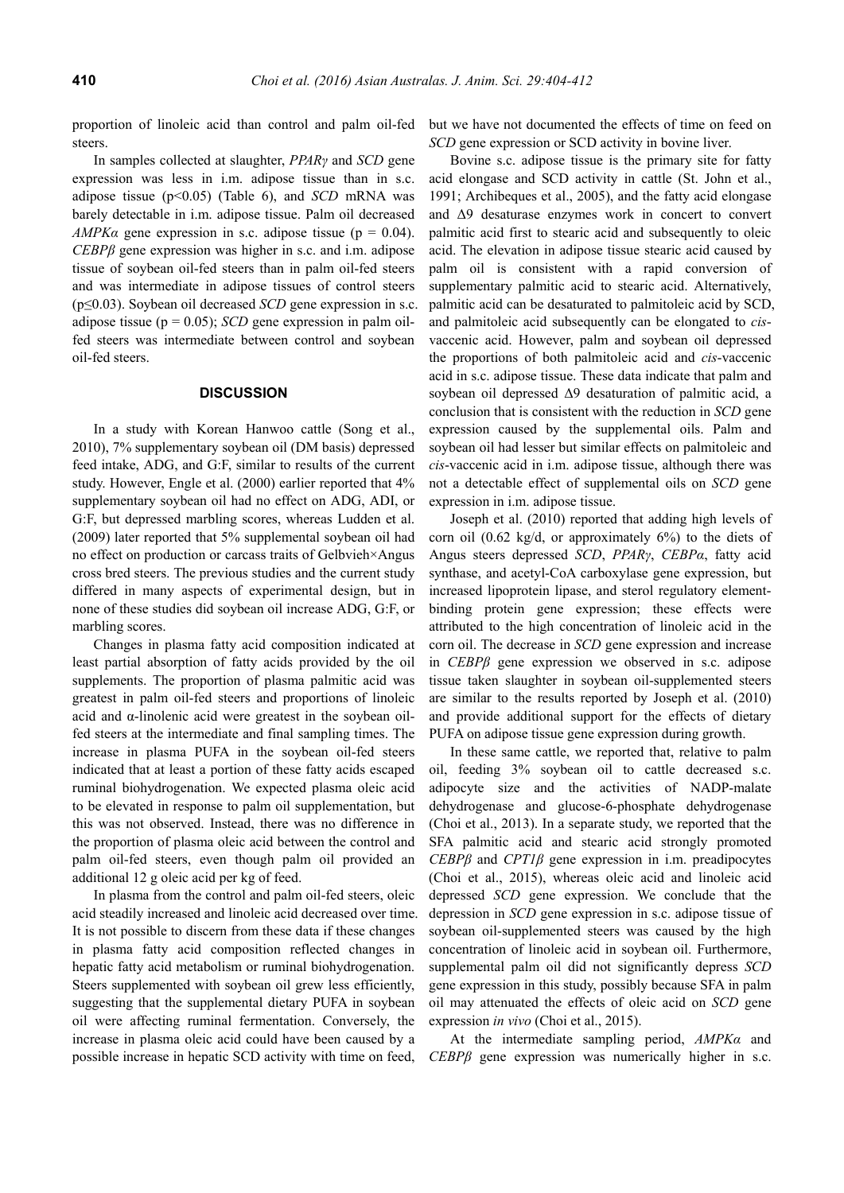proportion of linoleic acid than control and palm oil-fed steers.

In samples collected at slaughter, *PPARγ* and *SCD* gene expression was less in i.m. adipose tissue than in s.c. adipose tissue ($p<0.05$) (Table 6), and *SCD* mRNA was barely detectable in i.m. adipose tissue. Palm oil decreased *AMPKα* gene expression in s.c. adipose tissue ($p = 0.04$). *CEBPβ* gene expression was higher in s.c. and i.m. adipose tissue of soybean oil-fed steers than in palm oil-fed steers and was intermediate in adipose tissues of control steers ($p\leq0.03$). Soybean oil decreased *SCD* gene expression in s.c. adipose tissue ($p = 0.05$); *SCD* gene expression in palm oil-fed steers was intermediate between control and soybean oil-fed steers.

## DISCUSSION

In a study with Korean Hanwoo cattle (Song et al., 2010), 7% supplementary soybean oil (DM basis) depressed feed intake, ADG, and G:F, similar to results of the current study. However, Engle et al. (2000) earlier reported that 4% supplementary soybean oil had no effect on ADG, ADI, or G:F, but depressed marbling scores, whereas Ludden et al. (2009) later reported that 5% supplemental soybean oil had no effect on production or carcass traits of Gelbvieh×Angus cross bred steers. The previous studies and the current study differed in many aspects of experimental design, but in none of these studies did soybean oil increase ADG, G:F, or marbling scores.

Changes in plasma fatty acid composition indicated at least partial absorption of fatty acids provided by the oil supplements. The proportion of plasma palmitic acid was greatest in palm oil-fed steers and proportions of linoleic acid and α-linolenic acid were greatest in the soybean oil-fed steers at the intermediate and final sampling times. The increase in plasma PUFA in the soybean oil-fed steers indicated that at least a portion of these fatty acids escaped ruminal biohydrogenation. We expected plasma oleic acid to be elevated in response to palm oil supplementation, but this was not observed. Instead, there was no difference in the proportion of plasma oleic acid between the control and palm oil-fed steers, even though palm oil provided an additional 12 g oleic acid per kg of feed.

In plasma from the control and palm oil-fed steers, oleic acid steadily increased and linoleic acid decreased over time. It is not possible to discern from these data if these changes in plasma fatty acid composition reflected changes in hepatic fatty acid metabolism or ruminal biohydrogenation. Steers supplemented with soybean oil grew less efficiently, suggesting that the supplemental dietary PUFA in soybean oil were affecting ruminal fermentation. Conversely, the increase in plasma oleic acid could have been caused by a possible increase in hepatic SCD activity with time on feed, but we have not documented the effects of time on feed on *SCD* gene expression or SCD activity in bovine liver.

Bovine s.c. adipose tissue is the primary site for fatty acid elongase and SCD activity in cattle (St. John et al., 1991; Archibeques et al., 2005), and the fatty acid elongase and Δ9 desaturase enzymes work in concert to convert palmitic acid first to stearic acid and subsequently to oleic acid. The elevation in adipose tissue stearic acid caused by palm oil is consistent with a rapid conversion of supplementary palmitic acid to stearic acid. Alternatively, palmitic acid can be desaturated to palmitoleic acid by SCD, and palmitoleic acid subsequently can be elongated to *cis*-vaccenic acid. However, palm and soybean oil depressed the proportions of both palmitoleic acid and *cis*-vaccenic acid in s.c. adipose tissue. These data indicate that palm and soybean oil depressed Δ9 desaturation of palmitic acid, a conclusion that is consistent with the reduction in *SCD* gene expression caused by the supplemental oils. Palm and soybean oil had lesser but similar effects on palmitoleic and *cis*-vaccenic acid in i.m. adipose tissue, although there was not a detectable effect of supplemental oils on *SCD* gene expression in i.m. adipose tissue.

Joseph et al. (2010) reported that adding high levels of corn oil (0.62 kg/d, or approximately 6%) to the diets of Angus steers depressed *SCD*, *PPARγ*, *CEBPα*, fatty acid synthase, and acetyl-CoA carboxylase gene expression, but increased lipoprotein lipase, and sterol regulatory element-binding protein gene expression; these effects were attributed to the high concentration of linoleic acid in the corn oil. The decrease in *SCD* gene expression and increase in *CEBPβ* gene expression we observed in s.c. adipose tissue taken slaughter in soybean oil-supplemented steers are similar to the results reported by Joseph et al. (2010) and provide additional support for the effects of dietary PUFA on adipose tissue gene expression during growth.

In these same cattle, we reported that, relative to palm oil, feeding 3% soybean oil to cattle decreased s.c. adipocyte size and the activities of NADP-malate dehydrogenase and glucose-6-phosphate dehydrogenase (Choi et al., 2013). In a separate study, we reported that the SFA palmitic acid and stearic acid strongly promoted *CEBPβ* and *CPT1β* gene expression in i.m. preadipocytes (Choi et al., 2015), whereas oleic acid and linoleic acid depressed *SCD* gene expression. We conclude that the depression in *SCD* gene expression in s.c. adipose tissue of soybean oil-supplemented steers was caused by the high concentration of linoleic acid in soybean oil. Furthermore, supplemental palm oil did not significantly depress *SCD* gene expression in this study, possibly because SFA in palm oil may attenuated the effects of oleic acid on *SCD* gene expression *in vivo* (Choi et al., 2015).

At the intermediate sampling period, *AMPKα* and *CEBPβ* gene expression was numerically higher in s.c.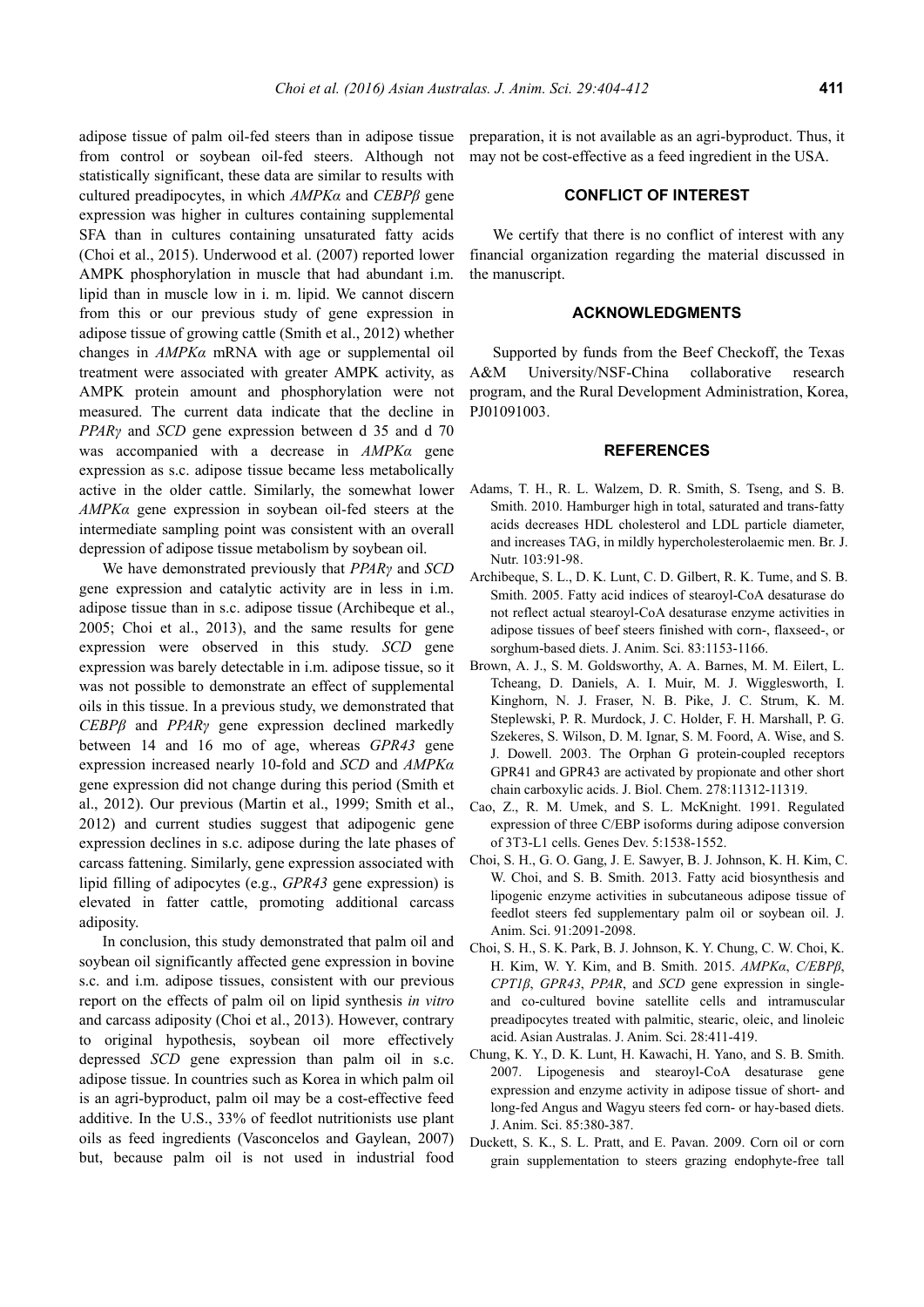adipose tissue of palm oil-fed steers than in adipose tissue from control or soybean oil-fed steers. Although not statistically significant, these data are similar to results with cultured preadipocytes, in which *AMPKα* and *CEBPβ* gene expression was higher in cultures containing supplemental SFA than in cultures containing unsaturated fatty acids (Choi et al., 2015). Underwood et al. (2007) reported lower AMPK phosphorylation in muscle that had abundant i.m. lipid than in muscle low in i. m. lipid. We cannot discern from this or our previous study of gene expression in adipose tissue of growing cattle (Smith et al., 2012) whether changes in *AMPKα* mRNA with age or supplemental oil treatment were associated with greater AMPK activity, as AMPK protein amount and phosphorylation were not measured. The current data indicate that the decline in *PPARγ* and *SCD* gene expression between d 35 and d 70 was accompanied with a decrease in *AMPKα* gene expression as s.c. adipose tissue became less metabolically active in the older cattle. Similarly, the somewhat lower *AMPKα* gene expression in soybean oil-fed steers at the intermediate sampling point was consistent with an overall depression of adipose tissue metabolism by soybean oil.

We have demonstrated previously that *PPARγ* and *SCD* gene expression and catalytic activity are in less in i.m. adipose tissue than in s.c. adipose tissue (Archibeque et al., 2005; Choi et al., 2013), and the same results for gene expression were observed in this study. *SCD* gene expression was barely detectable in i.m. adipose tissue, so it was not possible to demonstrate an effect of supplemental oils in this tissue. In a previous study, we demonstrated that *CEBPβ* and *PPARγ* gene expression declined markedly between 14 and 16 mo of age, whereas *GPR43* gene expression increased nearly 10-fold and *SCD* and *AMPKα* gene expression did not change during this period (Smith et al., 2012). Our previous (Martin et al., 1999; Smith et al., 2012) and current studies suggest that adipogenic gene expression declines in s.c. adipose during the late phases of carcass fattening. Similarly, gene expression associated with lipid filling of adipocytes (e.g., *GPR43* gene expression) is elevated in fatter cattle, promoting additional carcass adiposity.

In conclusion, this study demonstrated that palm oil and soybean oil significantly affected gene expression in bovine s.c. and i.m. adipose tissues, consistent with our previous report on the effects of palm oil on lipid synthesis *in vitro* and carcass adiposity (Choi et al., 2013). However, contrary to original hypothesis, soybean oil more effectively depressed *SCD* gene expression than palm oil in s.c. adipose tissue. In countries such as Korea in which palm oil is an agri-byproduct, palm oil may be a cost-effective feed additive. In the U.S., 33% of feedlot nutritionists use plant oils as feed ingredients (Vasconcelos and Gaylean, 2007) but, because palm oil is not used in industrial food preparation, it is not available as an agri-byproduct. Thus, it may not be cost-effective as a feed ingredient in the USA.

## CONFLICT OF INTEREST

We certify that there is no conflict of interest with any financial organization regarding the material discussed in the manuscript.

## ACKNOWLEDGMENTS

Supported by funds from the Beef Checkoff, the Texas A&M University/NSF-China collaborative research program, and the Rural Development Administration, Korea, PJ01091003.

## REFERENCES

Adams, T. H., R. L. Walzem, D. R. Smith, S. Tseng, and S. B. Smith. 2010. Hamburger high in total, saturated and trans-fatty acids decreases HDL cholesterol and LDL particle diameter, and increases TAG, in mildly hypercholesterolaemic men. Br. J. Nutr. 103:91-98.

Archibeque, S. L., D. K. Lunt, C. D. Gilbert, R. K. Tume, and S. B. Smith. 2005. Fatty acid indices of stearoyl-CoA desaturase do not reflect actual stearoyl-CoA desaturase enzyme activities in adipose tissues of beef steers finished with corn-, flaxseed-, or sorghum-based diets. J. Anim. Sci. 83:1153-1166.

Brown, A. J., S. M. Goldsworthy, A. A. Barnes, M. M. Eilert, L. Tcheang, D. Daniels, A. I. Muir, M. J. Wigglesworth, I. Kinghorn, N. J. Fraser, N. B. Pike, J. C. Strum, K. M. Steplewski, P. R. Murdock, J. C. Holder, F. H. Marshall, P. G. Szekeres, S. Wilson, D. M. Ignar, S. M. Foord, A. Wise, and S. J. Dowell. 2003. The Orphan G protein-coupled receptors GPR41 and GPR43 are activated by propionate and other short chain carboxylic acids. J. Biol. Chem. 278:11312-11319.

Cao, Z., R. M. Umek, and S. L. McKnight. 1991. Regulated expression of three C/EBP isoforms during adipose conversion of 3T3-L1 cells. Genes Dev. 5:1538-1552.

Choi, S. H., G. O. Gang, J. E. Sawyer, B. J. Johnson, K. H. Kim, C. W. Choi, and S. B. Smith. 2013. Fatty acid biosynthesis and lipogenic enzyme activities in subcutaneous adipose tissue of feedlot steers fed supplementary palm oil or soybean oil. J. Anim. Sci. 91:2091-2098.

Choi, S. H., S. K. Park, B. J. Johnson, K. Y. Chung, C. W. Choi, K. H. Kim, W. Y. Kim, and B. Smith. 2015. *AMPKα*, *C/EBPβ*, *CPT1β*, *GPR43*, *PPAR*, and *SCD* gene expression in single- and co-cultured bovine satellite cells and intramuscular preadipocytes treated with palmitic, stearic, oleic, and linoleic acid. Asian Australas. J. Anim. Sci. 28:411-419.

Chung, K. Y., D. K. Lunt, H. Kawachi, H. Yano, and S. B. Smith. 2007. Lipogenesis and stearoyl-CoA desaturase gene expression and enzyme activity in adipose tissue of short- and long-fed Angus and Wagyu steers fed corn- or hay-based diets. J. Anim. Sci. 85:380-387.

Duckett, S. K., S. L. Pratt, and E. Pavan. 2009. Corn oil or corn grain supplementation to steers grazing endophyte-free tall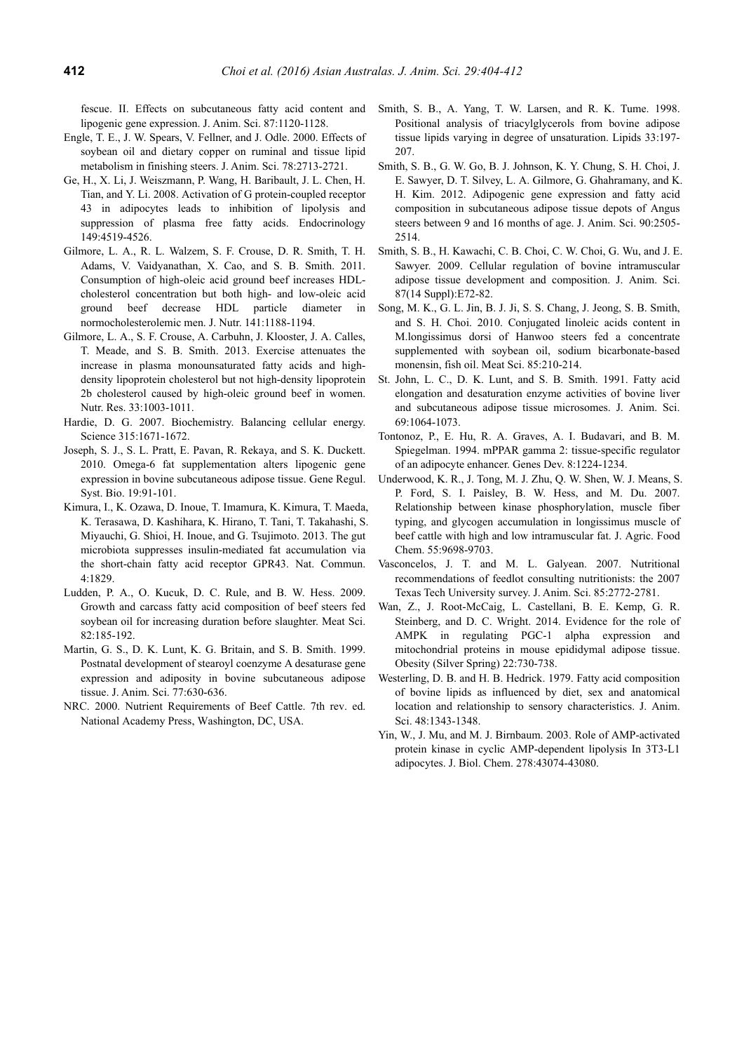fescue. II. Effects on subcutaneous fatty acid content and lipogenic gene expression. J. Anim. Sci. 87:1120-1128.

Engle, T. E., J. W. Spears, V. Fellner, and J. Odle. 2000. Effects of soybean oil and dietary copper on ruminal and tissue lipid metabolism in finishing steers. J. Anim. Sci. 78:2713-2721.

Ge, H., X. Li, J. Weiszmann, P. Wang, H. Baribault, J. L. Chen, H. Tian, and Y. Li. 2008. Activation of G protein-coupled receptor 43 in adipocytes leads to inhibition of lipolysis and suppression of plasma free fatty acids. Endocrinology 149:4519-4526.

Gilmore, L. A., R. L. Walzem, S. F. Crouse, D. R. Smith, T. H. Adams, V. Vaidyanathan, X. Cao, and S. B. Smith. 2011. Consumption of high-oleic acid ground beef increases HDL-cholesterol concentration but both high- and low-oleic acid ground beef decrease HDL particle diameter in normocholesterolemic men. J. Nutr. 141:1188-1194.

Gilmore, L. A., S. F. Crouse, A. Carbuhn, J. Klooster, J. A. Calles, T. Meade, and S. B. Smith. 2013. Exercise attenuates the increase in plasma monounsaturated fatty acids and high-density lipoprotein cholesterol but not high-density lipoprotein 2b cholesterol caused by high-oleic ground beef in women. Nutr. Res. 33:1003-1011.

Hardie, D. G. 2007. Biochemistry. Balancing cellular energy. Science 315:1671-1672.

Joseph, S. J., S. L. Pratt, E. Pavan, R. Rekaya, and S. K. Duckett. 2010. Omega-6 fat supplementation alters lipogenic gene expression in bovine subcutaneous adipose tissue. Gene Regul. Syst. Bio. 19:91-101.

Kimura, I., K. Ozawa, D. Inoue, T. Imamura, K. Kimura, T. Maeda, K. Terasawa, D. Kashihara, K. Hirano, T. Tani, T. Takahashi, S. Miyauchi, G. Shioi, H. Inoue, and G. Tsujimoto. 2013. The gut microbiota suppresses insulin-mediated fat accumulation via the short-chain fatty acid receptor GPR43. Nat. Commun. 4:1829.

Ludden, P. A., O. Kucuk, D. C. Rule, and B. W. Hess. 2009. Growth and carcass fatty acid composition of beef steers fed soybean oil for increasing duration before slaughter. Meat Sci. 82:185-192.

Martin, G. S., D. K. Lunt, K. G. Britain, and S. B. Smith. 1999. Postnatal development of stearoyl coenzyme A desaturase gene expression and adiposity in bovine subcutaneous adipose tissue. J. Anim. Sci. 77:630-636.

NRC. 2000. Nutrient Requirements of Beef Cattle. 7th rev. ed. National Academy Press, Washington, DC, USA.

Smith, S. B., A. Yang, T. W. Larsen, and R. K. Tume. 1998. Positional analysis of triacylglycerols from bovine adipose tissue lipids varying in degree of unsaturation. Lipids 33:197-207.

Smith, S. B., G. W. Go, B. J. Johnson, K. Y. Chung, S. H. Choi, J. E. Sawyer, D. T. Silvey, L. A. Gilmore, G. Ghahramany, and K. H. Kim. 2012. Adipogenic gene expression and fatty acid composition in subcutaneous adipose tissue depots of Angus steers between 9 and 16 months of age. J. Anim. Sci. 90:2505-2514.

Smith, S. B., H. Kawachi, C. B. Choi, C. W. Choi, G. Wu, and J. E. Sawyer. 2009. Cellular regulation of bovine intramuscular adipose tissue development and composition. J. Anim. Sci. 87(14 Suppl):E72-82.

Song, M. K., G. L. Jin, B. J. Ji, S. S. Chang, J. Jeong, S. B. Smith, and S. H. Choi. 2010. Conjugated linoleic acids content in M.longissimus dorsi of Hanwoo steers fed a concentrate supplemented with soybean oil, sodium bicarbonate-based monensin, fish oil. Meat Sci. 85:210-214.

St. John, L. C., D. K. Lunt, and S. B. Smith. 1991. Fatty acid elongation and desaturation enzyme activities of bovine liver and subcutaneous adipose tissue microsomes. J. Anim. Sci. 69:1064-1073.

Tontonoz, P., E. Hu, R. A. Graves, A. I. Budavari, and B. M. Spiegelman. 1994. mPPAR gamma 2: tissue-specific regulator of an adipocyte enhancer. Genes Dev. 8:1224-1234.

Underwood, K. R., J. Tong, M. J. Zhu, Q. W. Shen, W. J. Means, S. P. Ford, S. I. Paisley, B. W. Hess, and M. Du. 2007. Relationship between kinase phosphorylation, muscle fiber typing, and glycogen accumulation in longissimus muscle of beef cattle with high and low intramuscular fat. J. Agric. Food Chem. 55:9698-9703.

Vasconcelos, J. T. and M. L. Galyean. 2007. Nutritional recommendations of feedlot consulting nutritionists: the 2007 Texas Tech University survey. J. Anim. Sci. 85:2772-2781.

Wan, Z., J. Root-McCaig, L. Castellani, B. E. Kemp, G. R. Steinberg, and D. C. Wright. 2014. Evidence for the role of AMPK in regulating PGC-1 alpha expression and mitochondrial proteins in mouse epididymal adipose tissue. Obesity (Silver Spring) 22:730-738.

Westerling, D. B. and H. B. Hedrick. 1979. Fatty acid composition of bovine lipids as influenced by diet, sex and anatomical location and relationship to sensory characteristics. J. Anim. Sci. 48:1343-1348.

Yin, W., J. Mu, and M. J. Birnbaum. 2003. Role of AMP-activated protein kinase in cyclic AMP-dependent lipolysis In 3T3-L1 adipocytes. J. Biol. Chem. 278:43074-43080.